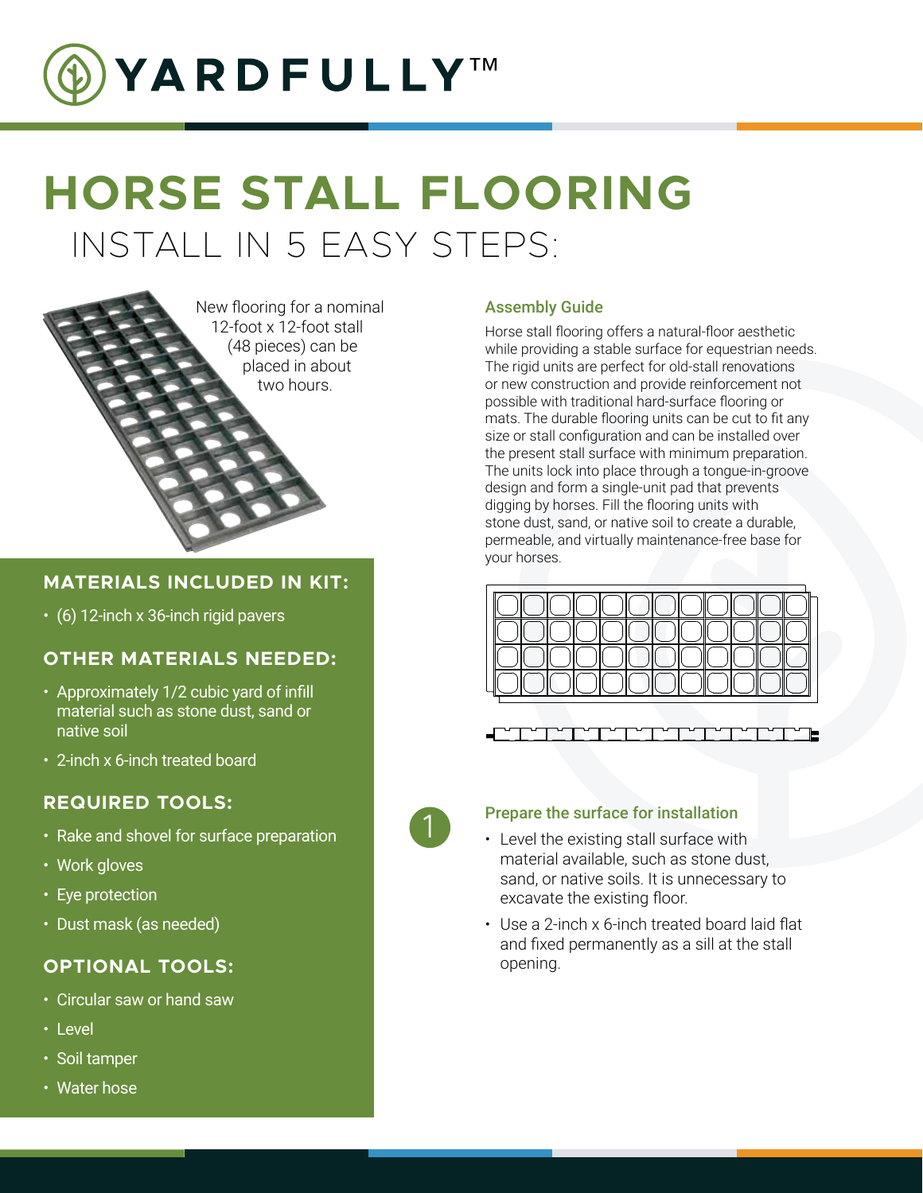# YARDFULLY™

# HORSE STALL FLOORING

## INSTALL IN 5 EASY STEPS:

New flooring for a nominal 12-foot x 12-foot stall (48 pieces) can be placed in about two hours.

### MATERIALS INCLUDED IN KIT:

- (6) 12-inch x 36-inch rigid pavers

### OTHER MATERIALS NEEDED:

- Approximately 1/2 cubic yard of infill material such as stone dust, sand or native soil
- 2-inch x 6-inch treated board

### REQUIRED TOOLS:

- Rake and shovel for surface preparation
- Work gloves
- Eye protection
- Dust mask (as needed)

### OPTIONAL TOOLS:

- Circular saw or hand saw
- Level
- Soil tamper
- Water hose

### Assembly Guide

Horse stall flooring offers a natural-floor aesthetic while providing a stable surface for equestrian needs. The rigid units are perfect for old-stall renovations or new construction and provide reinforcement not possible with traditional hard-surface flooring or mats. The durable flooring units can be cut to fit any size or stall configuration and can be installed over the present stall surface with minimum preparation. The units lock into place through a tongue-in-groove design and form a single-unit pad that prevents digging by horses. Fill the flooring units with stone dust, sand, or native soil to create a durable, permeable, and virtually maintenance-free base for your horses.

### 1 Prepare the surface for installation

- Level the existing stall surface with material available, such as stone dust, sand, or native soils. It is unnecessary to excavate the existing floor.
- Use a 2-inch x 6-inch treated board laid flat and fixed permanently as a sill at the stall opening.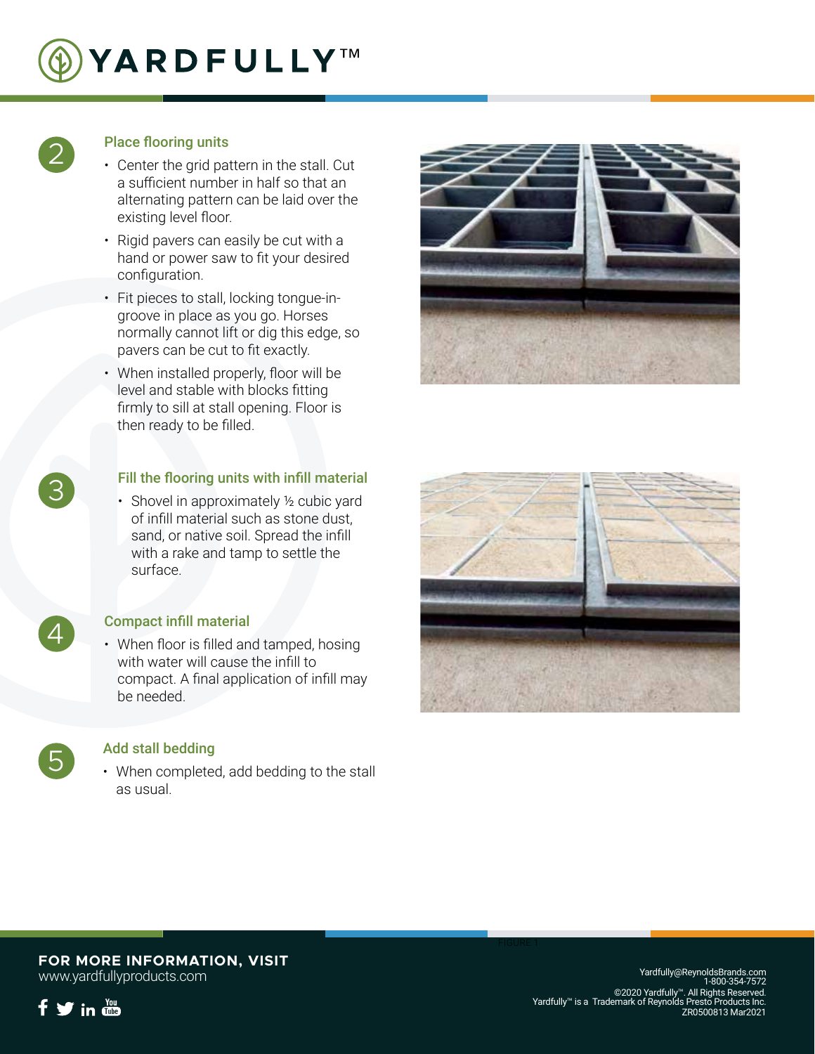## 2 Place flooring units

- Center the grid pattern in the stall. Cut a sufficient number in half so that an alternating pattern can be laid over the existing level floor.
- Rigid pavers can easily be cut with a hand or power saw to fit your desired configuration.
- Fit pieces to stall, locking tongue-in-groove in place as you go. Horses normally cannot lift or dig this edge, so pavers can be cut to fit exactly.
- When installed properly, floor will be level and stable with blocks fitting firmly to sill at stall opening. Floor is then ready to be filled.

## 3 Fill the flooring units with infill material

- Shovel in approximately ½ cubic yard of infill material such as stone dust, sand, or native soil. Spread the infill with a rake and tamp to settle the surface.

## 4 Compact infill material

- When floor is filled and tamped, hosing with water will cause the infill to compact. A final application of infill may be needed.

## 5 Add stall bedding

- When completed, add bedding to the stall as usual.

**FOR MORE INFORMATION, VISIT**
www.yardfullyproducts.com

Yardfully@ReynoldsBrands.com
1-800-354-7572
©2020 Yardfully™. All Rights Reserved.
Yardfully™ is a Trademark of Reynolds Presto Products Inc.
ZR0500813 Mar2021